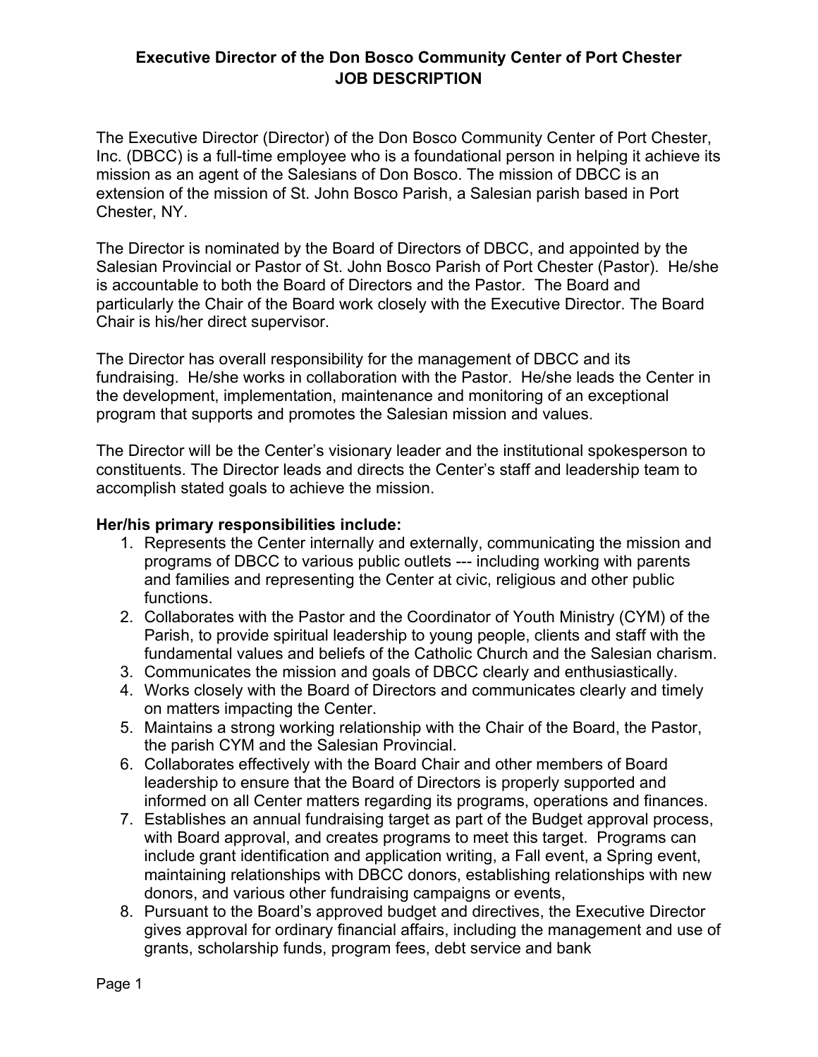# Executive Director of the Don Bosco Community Center of Port Chester
# JOB DESCRIPTION

The Executive Director (Director) of the Don Bosco Community Center of Port Chester, Inc. (DBCC) is a full-time employee who is a foundational person in helping it achieve its mission as an agent of the Salesians of Don Bosco. The mission of DBCC is an extension of the mission of St. John Bosco Parish, a Salesian parish based in Port Chester, NY.

The Director is nominated by the Board of Directors of DBCC, and appointed by the Salesian Provincial or Pastor of St. John Bosco Parish of Port Chester (Pastor). He/she is accountable to both the Board of Directors and the Pastor. The Board and particularly the Chair of the Board work closely with the Executive Director. The Board Chair is his/her direct supervisor.

The Director has overall responsibility for the management of DBCC and its fundraising. He/she works in collaboration with the Pastor. He/she leads the Center in the development, implementation, maintenance and monitoring of an exceptional program that supports and promotes the Salesian mission and values.

The Director will be the Center's visionary leader and the institutional spokesperson to constituents. The Director leads and directs the Center's staff and leadership team to accomplish stated goals to achieve the mission.

**Her/his primary responsibilities include:**

1. Represents the Center internally and externally, communicating the mission and programs of DBCC to various public outlets --- including working with parents and families and representing the Center at civic, religious and other public functions.
2. Collaborates with the Pastor and the Coordinator of Youth Ministry (CYM) of the Parish, to provide spiritual leadership to young people, clients and staff with the fundamental values and beliefs of the Catholic Church and the Salesian charism.
3. Communicates the mission and goals of DBCC clearly and enthusiastically.
4. Works closely with the Board of Directors and communicates clearly and timely on matters impacting the Center.
5. Maintains a strong working relationship with the Chair of the Board, the Pastor, the parish CYM and the Salesian Provincial.
6. Collaborates effectively with the Board Chair and other members of Board leadership to ensure that the Board of Directors is properly supported and informed on all Center matters regarding its programs, operations and finances.
7. Establishes an annual fundraising target as part of the Budget approval process, with Board approval, and creates programs to meet this target. Programs can include grant identification and application writing, a Fall event, a Spring event, maintaining relationships with DBCC donors, establishing relationships with new donors, and various other fundraising campaigns or events,
8. Pursuant to the Board's approved budget and directives, the Executive Director gives approval for ordinary financial affairs, including the management and use of grants, scholarship funds, program fees, debt service and bank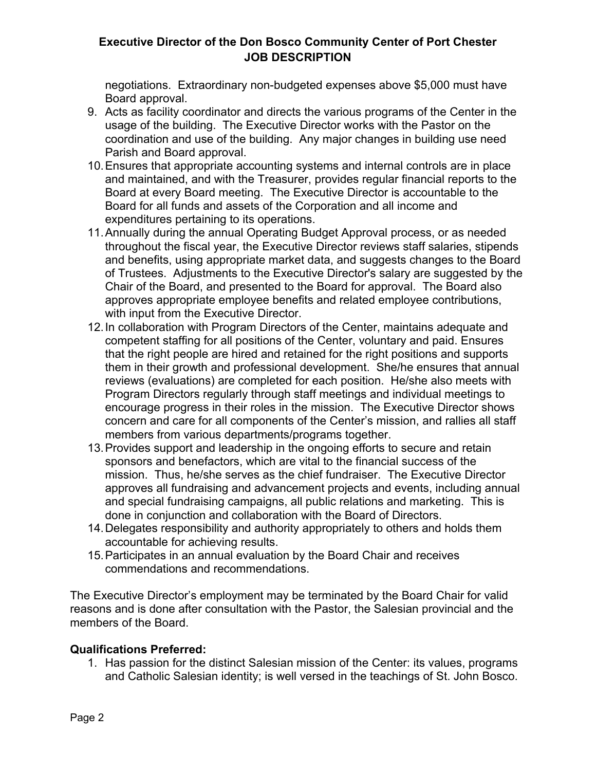negotiations. Extraordinary non-budgeted expenses above $5,000 must have Board approval.

9. Acts as facility coordinator and directs the various programs of the Center in the usage of the building. The Executive Director works with the Pastor on the coordination and use of the building. Any major changes in building use need Parish and Board approval.
10. Ensures that appropriate accounting systems and internal controls are in place and maintained, and with the Treasurer, provides regular financial reports to the Board at every Board meeting. The Executive Director is accountable to the Board for all funds and assets of the Corporation and all income and expenditures pertaining to its operations.
11. Annually during the annual Operating Budget Approval process, or as needed throughout the fiscal year, the Executive Director reviews staff salaries, stipends and benefits, using appropriate market data, and suggests changes to the Board of Trustees. Adjustments to the Executive Director's salary are suggested by the Chair of the Board, and presented to the Board for approval. The Board also approves appropriate employee benefits and related employee contributions, with input from the Executive Director.
12. In collaboration with Program Directors of the Center, maintains adequate and competent staffing for all positions of the Center, voluntary and paid. Ensures that the right people are hired and retained for the right positions and supports them in their growth and professional development. She/he ensures that annual reviews (evaluations) are completed for each position. He/she also meets with Program Directors regularly through staff meetings and individual meetings to encourage progress in their roles in the mission. The Executive Director shows concern and care for all components of the Center's mission, and rallies all staff members from various departments/programs together.
13. Provides support and leadership in the ongoing efforts to secure and retain sponsors and benefactors, which are vital to the financial success of the mission. Thus, he/she serves as the chief fundraiser. The Executive Director approves all fundraising and advancement projects and events, including annual and special fundraising campaigns, all public relations and marketing. This is done in conjunction and collaboration with the Board of Directors.
14. Delegates responsibility and authority appropriately to others and holds them accountable for achieving results.
15. Participates in an annual evaluation by the Board Chair and receives commendations and recommendations.

The Executive Director's employment may be terminated by the Board Chair for valid reasons and is done after consultation with the Pastor, the Salesian provincial and the members of the Board.

**Qualifications Preferred:**

1. Has passion for the distinct Salesian mission of the Center: its values, programs and Catholic Salesian identity; is well versed in the teachings of St. John Bosco.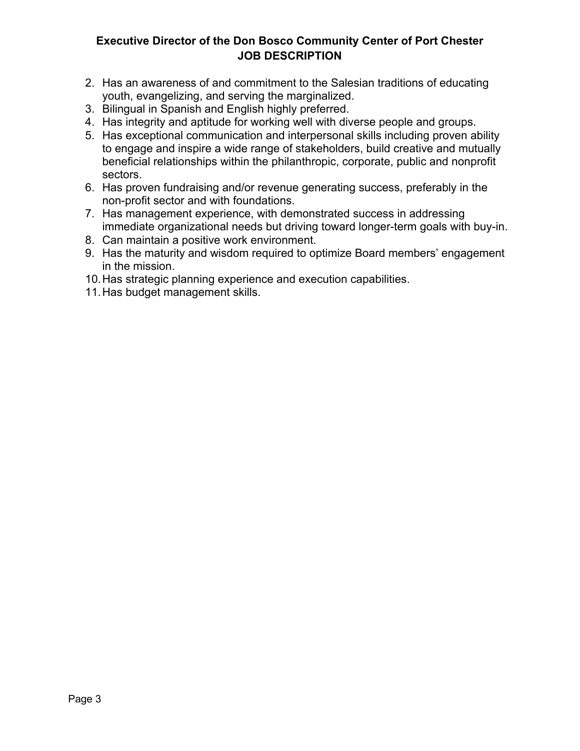2. Has an awareness of and commitment to the Salesian traditions of educating youth, evangelizing, and serving the marginalized.
3. Bilingual in Spanish and English highly preferred.
4. Has integrity and aptitude for working well with diverse people and groups.
5. Has exceptional communication and interpersonal skills including proven ability to engage and inspire a wide range of stakeholders, build creative and mutually beneficial relationships within the philanthropic, corporate, public and nonprofit sectors.
6. Has proven fundraising and/or revenue generating success, preferably in the non-profit sector and with foundations.
7. Has management experience, with demonstrated success in addressing immediate organizational needs but driving toward longer-term goals with buy-in.
8. Can maintain a positive work environment.
9. Has the maturity and wisdom required to optimize Board members' engagement in the mission.
10. Has strategic planning experience and execution capabilities.
11. Has budget management skills.